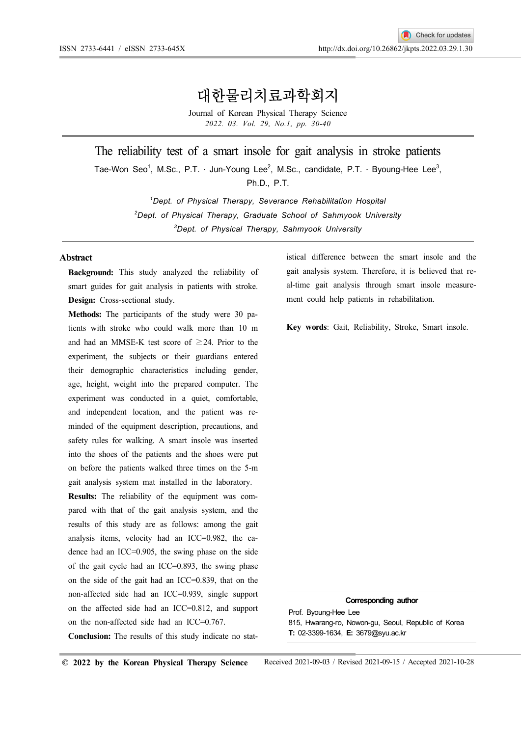# 대한물리치료과학회지

Journal of Korean Physical Therapy Science

## The reliability test of a smart insole for gait analysis in stroke patients

Tae-Won Seo[1], M.Sc., P.T. · Jun-Young Lee[2], M.Sc., candidate, P.T. · Byoung-Hee Lee[3], Ph.D., P.T.

[1]*Dept. of Physical Therapy, Severance Rehabilitation Hospital*
[2]*Dept. of Physical Therapy, Graduate School of Sahmyook University*
[3]*Dept. of Physical Therapy, Sahmyook University*

### Abstract

**Background:** This study analyzed the reliability of smart guides for gait analysis in patients with stroke.

**Design:** Cross-sectional study.

**Methods:** The participants of the study were 30 patients with stroke who could walk more than 10 m and had an MMSE-K test score of ≥24. Prior to the experiment, the subjects or their guardians entered their demographic characteristics including gender, age, height, weight into the prepared computer. The experiment was conducted in a quiet, comfortable, and independent location, and the patient was reminded of the equipment description, precautions, and safety rules for walking. A smart insole was inserted into the shoes of the patients and the shoes were put on before the patients walked three times on the 5-m gait analysis system mat installed in the laboratory.

**Results:** The reliability of the equipment was compared with that of the gait analysis system, and the results of this study are as follows: among the gait analysis items, velocity had an ICC=0.982, the cadence had an ICC=0.905, the swing phase on the side of the gait cycle had an ICC=0.893, the swing phase on the side of the gait had an ICC=0.839, that on the non-affected side had an ICC=0.939, single support on the affected side had an ICC=0.812, and support on the non-affected side had an ICC=0.767.

**Conclusion:** The results of this study indicate no statistical difference between the smart insole and the gait analysis system. Therefore, it is believed that real-time gait analysis through smart insole measurement could help patients in rehabilitation.

**Key words**: Gait, Reliability, Stroke, Smart insole.

---

**Corresponding author**
Prof. Byoung-Hee Lee
815, Hwarang-ro, Nowon-gu, Seoul, Republic of Korea
**T:** 02-3399-1634, **E:** 3679@syu.ac.kr

**© 2022 by the Korean Physical Therapy Science** Received 2021-09-03 / Revised 2021-09-15 / Accepted 2021-10-28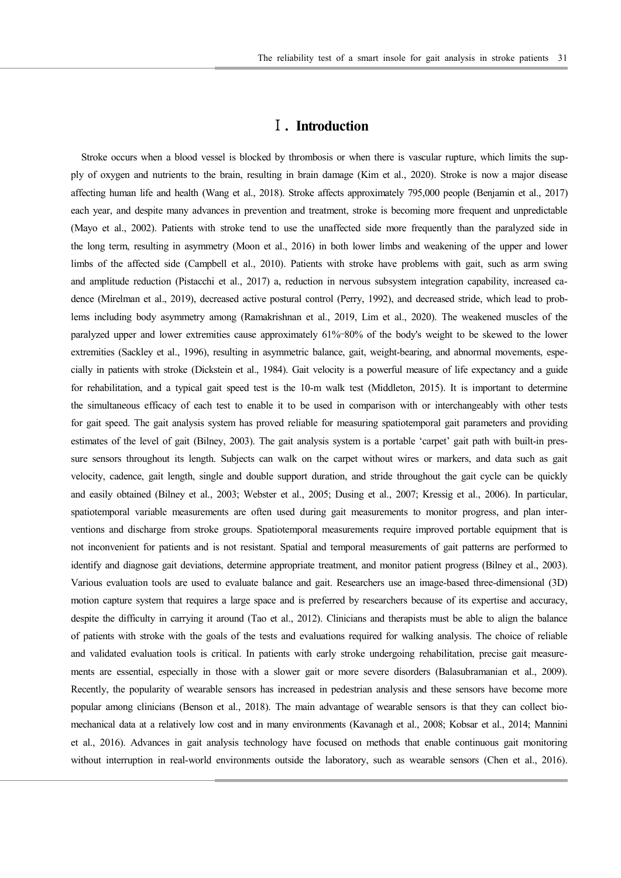# Ⅰ. Introduction

Stroke occurs when a blood vessel is blocked by thrombosis or when there is vascular rupture, which limits the supply of oxygen and nutrients to the brain, resulting in brain damage (Kim et al., 2020). Stroke is now a major disease affecting human life and health (Wang et al., 2018). Stroke affects approximately 795,000 people (Benjamin et al., 2017) each year, and despite many advances in prevention and treatment, stroke is becoming more frequent and unpredictable (Mayo et al., 2002). Patients with stroke tend to use the unaffected side more frequently than the paralyzed side in the long term, resulting in asymmetry (Moon et al., 2016) in both lower limbs and weakening of the upper and lower limbs of the affected side (Campbell et al., 2010). Patients with stroke have problems with gait, such as arm swing and amplitude reduction (Pistacchi et al., 2017) a, reduction in nervous subsystem integration capability, increased cadence (Mirelman et al., 2019), decreased active postural control (Perry, 1992), and decreased stride, which lead to problems including body asymmetry among (Ramakrishnan et al., 2019, Lim et al., 2020). The weakened muscles of the paralyzed upper and lower extremities cause approximately 61%–80% of the body's weight to be skewed to the lower extremities (Sackley et al., 1996), resulting in asymmetric balance, gait, weight-bearing, and abnormal movements, especially in patients with stroke (Dickstein et al., 1984). Gait velocity is a powerful measure of life expectancy and a guide for rehabilitation, and a typical gait speed test is the 10-m walk test (Middleton, 2015). It is important to determine the simultaneous efficacy of each test to enable it to be used in comparison with or interchangeably with other tests for gait speed. The gait analysis system has proved reliable for measuring spatiotemporal gait parameters and providing estimates of the level of gait (Bilney, 2003). The gait analysis system is a portable 'carpet' gait path with built-in pressure sensors throughout its length. Subjects can walk on the carpet without wires or markers, and data such as gait velocity, cadence, gait length, single and double support duration, and stride throughout the gait cycle can be quickly and easily obtained (Bilney et al., 2003; Webster et al., 2005; Dusing et al., 2007; Kressig et al., 2006). In particular, spatiotemporal variable measurements are often used during gait measurements to monitor progress, and plan interventions and discharge from stroke groups. Spatiotemporal measurements require improved portable equipment that is not inconvenient for patients and is not resistant. Spatial and temporal measurements of gait patterns are performed to identify and diagnose gait deviations, determine appropriate treatment, and monitor patient progress (Bilney et al., 2003). Various evaluation tools are used to evaluate balance and gait. Researchers use an image-based three-dimensional (3D) motion capture system that requires a large space and is preferred by researchers because of its expertise and accuracy, despite the difficulty in carrying it around (Tao et al., 2012). Clinicians and therapists must be able to align the balance of patients with stroke with the goals of the tests and evaluations required for walking analysis. The choice of reliable and validated evaluation tools is critical. In patients with early stroke undergoing rehabilitation, precise gait measurements are essential, especially in those with a slower gait or more severe disorders (Balasubramanian et al., 2009). Recently, the popularity of wearable sensors has increased in pedestrian analysis and these sensors have become more popular among clinicians (Benson et al., 2018). The main advantage of wearable sensors is that they can collect biomechanical data at a relatively low cost and in many environments (Kavanagh et al., 2008; Kobsar et al., 2014; Mannini et al., 2016). Advances in gait analysis technology have focused on methods that enable continuous gait monitoring without interruption in real-world environments outside the laboratory, such as wearable sensors (Chen et al., 2016).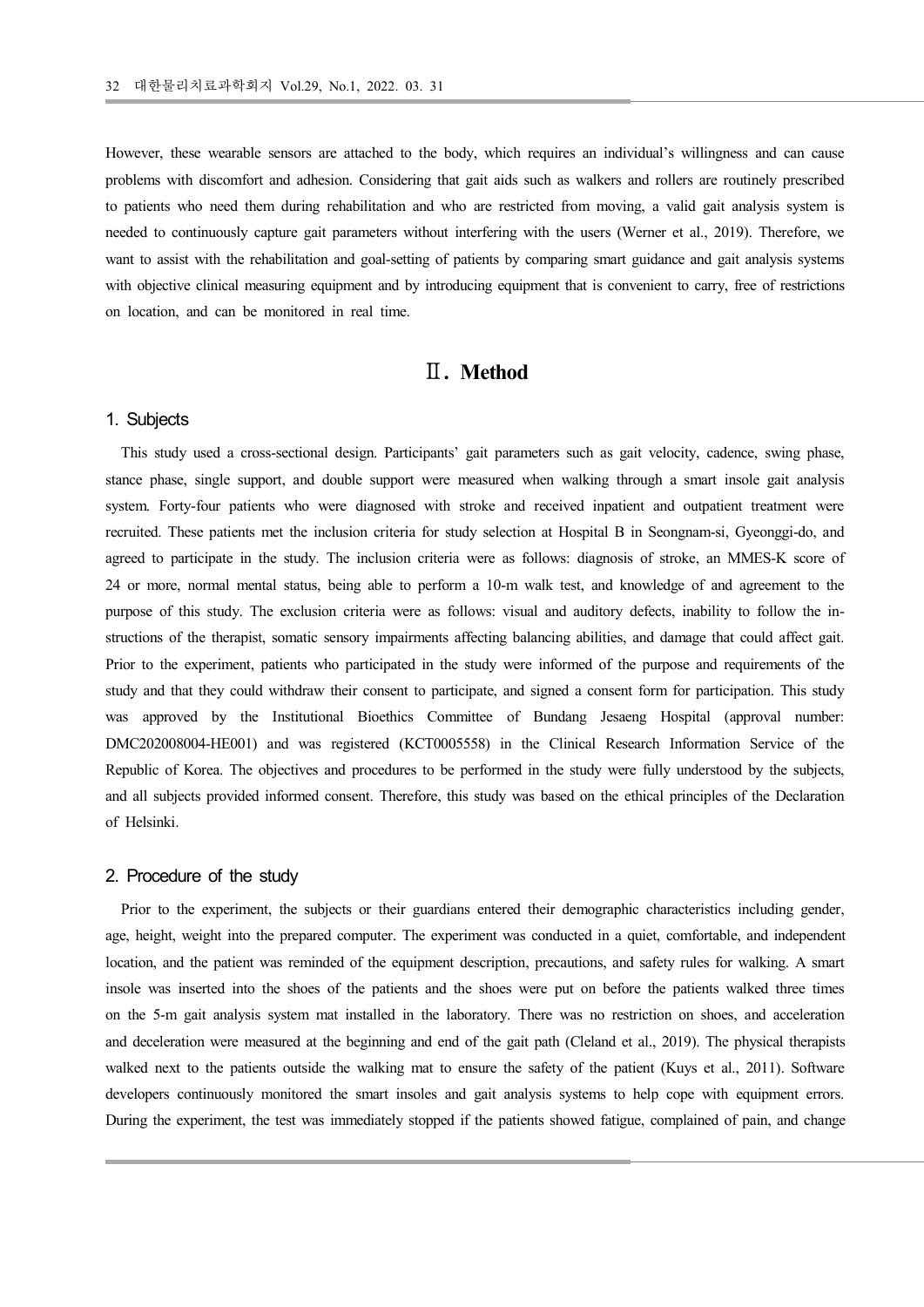However, these wearable sensors are attached to the body, which requires an individual's willingness and can cause problems with discomfort and adhesion. Considering that gait aids such as walkers and rollers are routinely prescribed to patients who need them during rehabilitation and who are restricted from moving, a valid gait analysis system is needed to continuously capture gait parameters without interfering with the users (Werner et al., 2019). Therefore, we want to assist with the rehabilitation and goal-setting of patients by comparing smart guidance and gait analysis systems with objective clinical measuring equipment and by introducing equipment that is convenient to carry, free of restrictions on location, and can be monitored in real time.

## Ⅱ. Method

### 1. Subjects

This study used a cross-sectional design. Participants' gait parameters such as gait velocity, cadence, swing phase, stance phase, single support, and double support were measured when walking through a smart insole gait analysis system. Forty-four patients who were diagnosed with stroke and received inpatient and outpatient treatment were recruited. These patients met the inclusion criteria for study selection at Hospital B in Seongnam-si, Gyeonggi-do, and agreed to participate in the study. The inclusion criteria were as follows: diagnosis of stroke, an MMES-K score of 24 or more, normal mental status, being able to perform a 10-m walk test, and knowledge of and agreement to the purpose of this study. The exclusion criteria were as follows: visual and auditory defects, inability to follow the instructions of the therapist, somatic sensory impairments affecting balancing abilities, and damage that could affect gait. Prior to the experiment, patients who participated in the study were informed of the purpose and requirements of the study and that they could withdraw their consent to participate, and signed a consent form for participation. This study was approved by the Institutional Bioethics Committee of Bundang Jesaeng Hospital (approval number: DMC202008004-HE001) and was registered (KCT0005558) in the Clinical Research Information Service of the Republic of Korea. The objectives and procedures to be performed in the study were fully understood by the subjects, and all subjects provided informed consent. Therefore, this study was based on the ethical principles of the Declaration of Helsinki.

### 2. Procedure of the study

Prior to the experiment, the subjects or their guardians entered their demographic characteristics including gender, age, height, weight into the prepared computer. The experiment was conducted in a quiet, comfortable, and independent location, and the patient was reminded of the equipment description, precautions, and safety rules for walking. A smart insole was inserted into the shoes of the patients and the shoes were put on before the patients walked three times on the 5-m gait analysis system mat installed in the laboratory. There was no restriction on shoes, and acceleration and deceleration were measured at the beginning and end of the gait path (Cleland et al., 2019). The physical therapists walked next to the patients outside the walking mat to ensure the safety of the patient (Kuys et al., 2011). Software developers continuously monitored the smart insoles and gait analysis systems to help cope with equipment errors. During the experiment, the test was immediately stopped if the patients showed fatigue, complained of pain, and change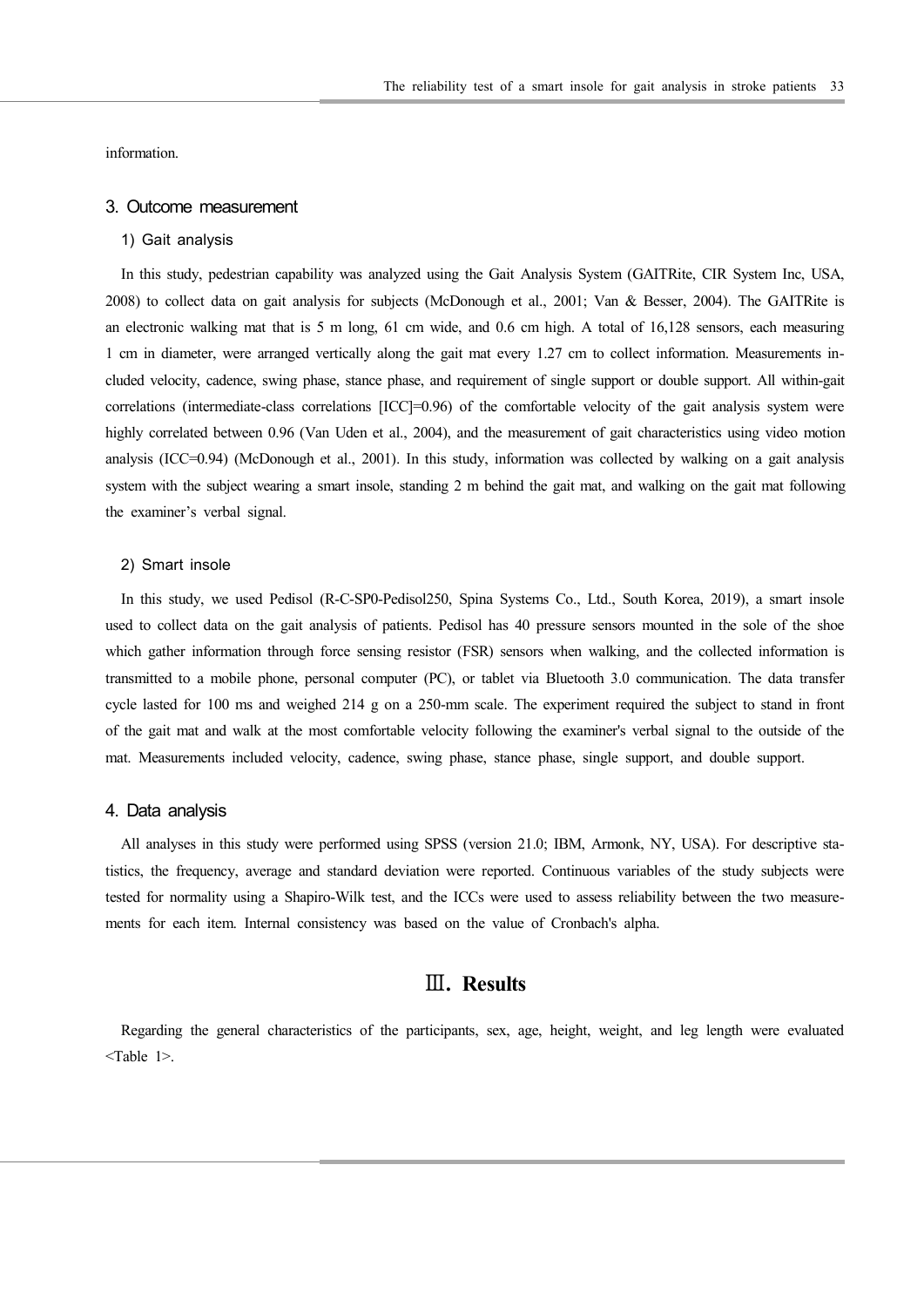information.

### 3. Outcome measurement

#### 1) Gait analysis

In this study, pedestrian capability was analyzed using the Gait Analysis System (GAITRite, CIR System Inc, USA, 2008) to collect data on gait analysis for subjects (McDonough et al., 2001; Van & Besser, 2004). The GAITRite is an electronic walking mat that is 5 m long, 61 cm wide, and 0.6 cm high. A total of 16,128 sensors, each measuring 1 cm in diameter, were arranged vertically along the gait mat every 1.27 cm to collect information. Measurements included velocity, cadence, swing phase, stance phase, and requirement of single support or double support. All within-gait correlations (intermediate-class correlations [ICC]=0.96) of the comfortable velocity of the gait analysis system were highly correlated between 0.96 (Van Uden et al., 2004), and the measurement of gait characteristics using video motion analysis (ICC=0.94) (McDonough et al., 2001). In this study, information was collected by walking on a gait analysis system with the subject wearing a smart insole, standing 2 m behind the gait mat, and walking on the gait mat following the examiner's verbal signal.

#### 2) Smart insole

In this study, we used Pedisol (R-C-SP0-Pedisol250, Spina Systems Co., Ltd., South Korea, 2019), a smart insole used to collect data on the gait analysis of patients. Pedisol has 40 pressure sensors mounted in the sole of the shoe which gather information through force sensing resistor (FSR) sensors when walking, and the collected information is transmitted to a mobile phone, personal computer (PC), or tablet via Bluetooth 3.0 communication. The data transfer cycle lasted for 100 ms and weighed 214 g on a 250-mm scale. The experiment required the subject to stand in front of the gait mat and walk at the most comfortable velocity following the examiner's verbal signal to the outside of the mat. Measurements included velocity, cadence, swing phase, stance phase, single support, and double support.

### 4. Data analysis

All analyses in this study were performed using SPSS (version 21.0; IBM, Armonk, NY, USA). For descriptive statistics, the frequency, average and standard deviation were reported. Continuous variables of the study subjects were tested for normality using a Shapiro-Wilk test, and the ICCs were used to assess reliability between the two measurements for each item. Internal consistency was based on the value of Cronbach's alpha.

## Ⅲ. Results

Regarding the general characteristics of the participants, sex, age, height, weight, and leg length were evaluated <Table 1>.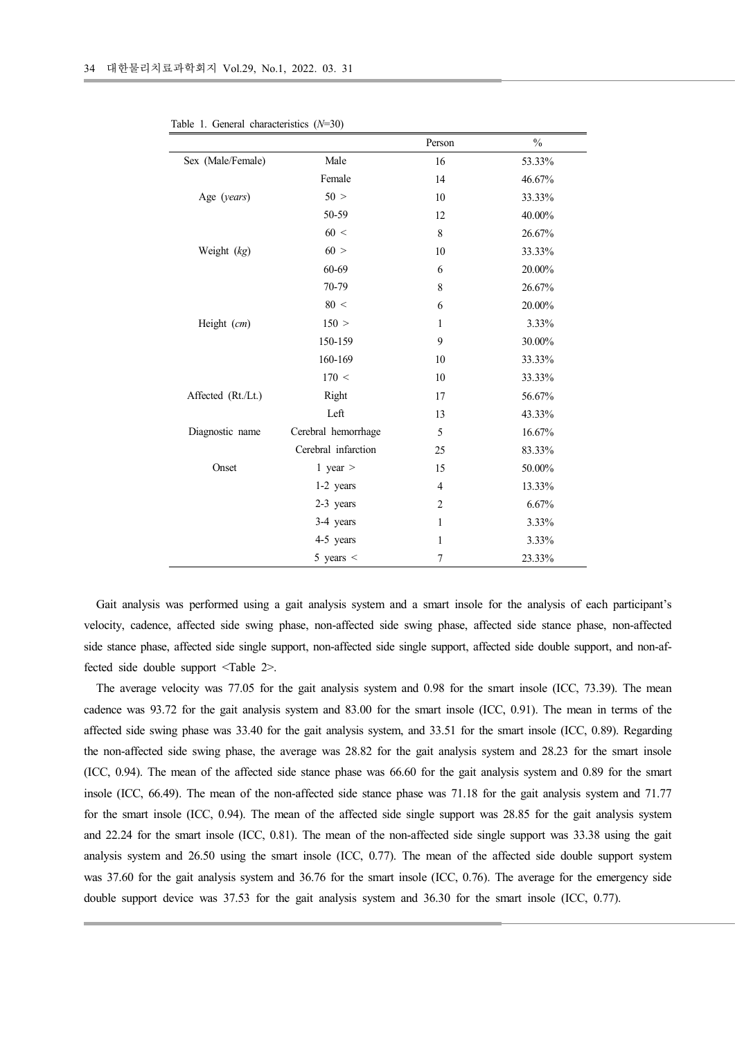Table 1. General characteristics (*N*=30)

| | | Person | % |
|---|---|---|---|
| Sex (Male/Female) | Male | 16 | 53.33% |
| | Female | 14 | 46.67% |
| Age (*years*) | 50 > | 10 | 33.33% |
| | 50-59 | 12 | 40.00% |
| | 60 < | 8 | 26.67% |
| Weight (*kg*) | 60 > | 10 | 33.33% |
| | 60-69 | 6 | 20.00% |
| | 70-79 | 8 | 26.67% |
| | 80 < | 6 | 20.00% |
| Height (*cm*) | 150 > | 1 | 3.33% |
| | 150-159 | 9 | 30.00% |
| | 160-169 | 10 | 33.33% |
| | 170 < | 10 | 33.33% |
| Affected (Rt./Lt.) | Right | 17 | 56.67% |
| | Left | 13 | 43.33% |
| Diagnostic name | Cerebral hemorrhage | 5 | 16.67% |
| | Cerebral infarction | 25 | 83.33% |
| Onset | 1 year > | 15 | 50.00% |
| | 1-2 years | 4 | 13.33% |
| | 2-3 years | 2 | 6.67% |
| | 3-4 years | 1 | 3.33% |
| | 4-5 years | 1 | 3.33% |
| | 5 years < | 7 | 23.33% |

Gait analysis was performed using a gait analysis system and a smart insole for the analysis of each participant's velocity, cadence, affected side swing phase, non-affected side swing phase, affected side stance phase, non-affected side stance phase, affected side single support, non-affected side single support, affected side double support, and non-affected side double support <Table 2>.

The average velocity was 77.05 for the gait analysis system and 0.98 for the smart insole (ICC, 73.39). The mean cadence was 93.72 for the gait analysis system and 83.00 for the smart insole (ICC, 0.91). The mean in terms of the affected side swing phase was 33.40 for the gait analysis system, and 33.51 for the smart insole (ICC, 0.89). Regarding the non-affected side swing phase, the average was 28.82 for the gait analysis system and 28.23 for the smart insole (ICC, 0.94). The mean of the affected side stance phase was 66.60 for the gait analysis system and 0.89 for the smart insole (ICC, 66.49). The mean of the non-affected side stance phase was 71.18 for the gait analysis system and 71.77 for the smart insole (ICC, 0.94). The mean of the affected side single support was 28.85 for the gait analysis system and 22.24 for the smart insole (ICC, 0.81). The mean of the non-affected side single support was 33.38 using the gait analysis system and 26.50 using the smart insole (ICC, 0.77). The mean of the affected side double support system was 37.60 for the gait analysis system and 36.76 for the smart insole (ICC, 0.76). The average for the emergency side double support device was 37.53 for the gait analysis system and 36.30 for the smart insole (ICC, 0.77).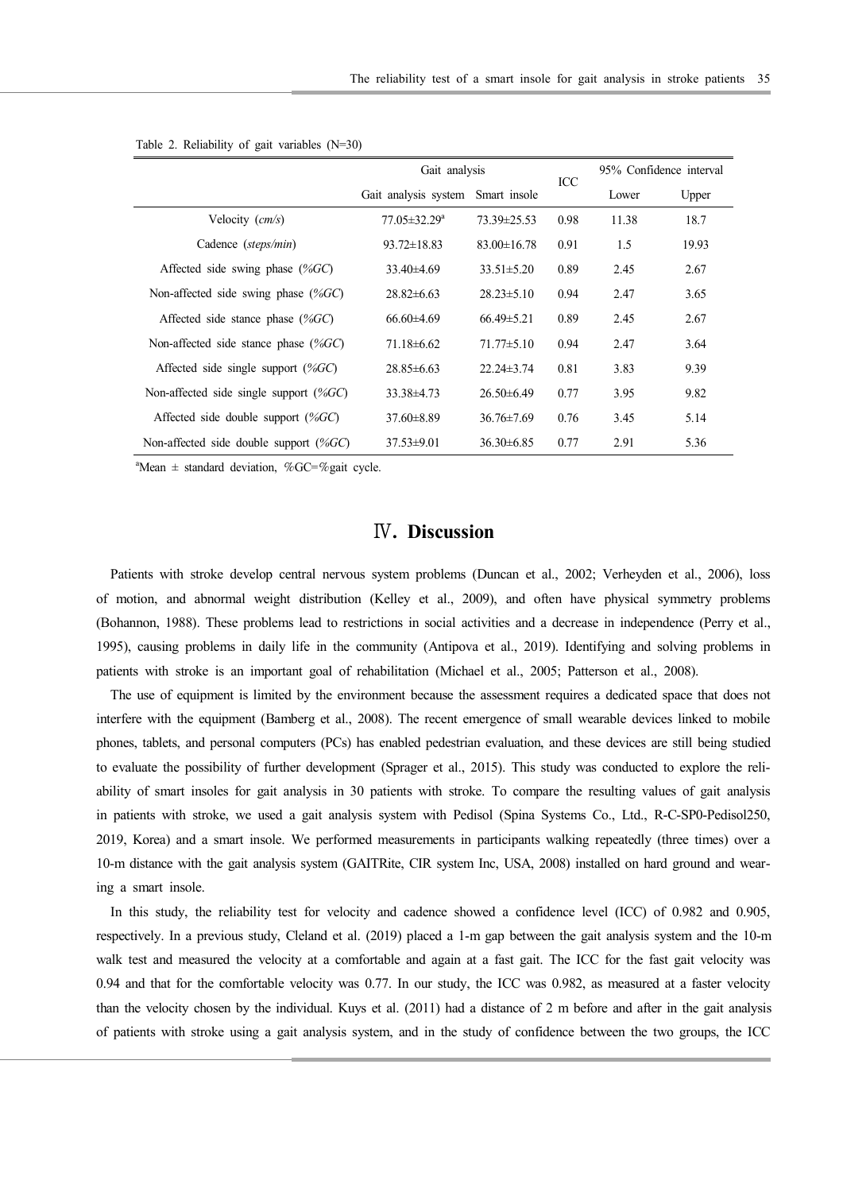Table 2. Reliability of gait variables (N=30)

| | Gait analysis | | ICC | 95% Confidence interval | |
|---|---|---|---|---|---|
| | Gait analysis system | Smart insole | | Lower | Upper |
| Velocity (*cm/s*) | 77.05±32.29[a] | 73.39±25.53 | 0.98 | 11.38 | 18.7 |
| Cadence (*steps/min*) | 93.72±18.83 | 83.00±16.78 | 0.91 | 1.5 | 19.93 |
| Affected side swing phase (*%GC*) | 33.40±4.69 | 33.51±5.20 | 0.89 | 2.45 | 2.67 |
| Non-affected side swing phase (*%GC*) | 28.82±6.63 | 28.23±5.10 | 0.94 | 2.47 | 3.65 |
| Affected side stance phase (*%GC*) | 66.60±4.69 | 66.49±5.21 | 0.89 | 2.45 | 2.67 |
| Non-affected side stance phase (*%GC*) | 71.18±6.62 | 71.77±5.10 | 0.94 | 2.47 | 3.64 |
| Affected side single support (*%GC*) | 28.85±6.63 | 22.24±3.74 | 0.81 | 3.83 | 9.39 |
| Non-affected side single support (*%GC*) | 33.38±4.73 | 26.50±6.49 | 0.77 | 3.95 | 9.82 |
| Affected side double support (*%GC*) | 37.60±8.89 | 36.76±7.69 | 0.76 | 3.45 | 5.14 |
| Non-affected side double support (*%GC*) | 37.53±9.01 | 36.30±6.85 | 0.77 | 2.91 | 5.36 |

[a]Mean ± standard deviation, %GC=%gait cycle.

## Ⅳ. Discussion

Patients with stroke develop central nervous system problems (Duncan et al., 2002; Verheyden et al., 2006), loss of motion, and abnormal weight distribution (Kelley et al., 2009), and often have physical symmetry problems (Bohannon, 1988). These problems lead to restrictions in social activities and a decrease in independence (Perry et al., 1995), causing problems in daily life in the community (Antipova et al., 2019). Identifying and solving problems in patients with stroke is an important goal of rehabilitation (Michael et al., 2005; Patterson et al., 2008).

The use of equipment is limited by the environment because the assessment requires a dedicated space that does not interfere with the equipment (Bamberg et al., 2008). The recent emergence of small wearable devices linked to mobile phones, tablets, and personal computers (PCs) has enabled pedestrian evaluation, and these devices are still being studied to evaluate the possibility of further development (Sprager et al., 2015). This study was conducted to explore the reliability of smart insoles for gait analysis in 30 patients with stroke. To compare the resulting values of gait analysis in patients with stroke, we used a gait analysis system with Pedisol (Spina Systems Co., Ltd., R-C-SP0-Pedisol250, 2019, Korea) and a smart insole. We performed measurements in participants walking repeatedly (three times) over a 10-m distance with the gait analysis system (GAITRite, CIR system Inc, USA, 2008) installed on hard ground and wearing a smart insole.

In this study, the reliability test for velocity and cadence showed a confidence level (ICC) of 0.982 and 0.905, respectively. In a previous study, Cleland et al. (2019) placed a 1-m gap between the gait analysis system and the 10-m walk test and measured the velocity at a comfortable and again at a fast gait. The ICC for the fast gait velocity was 0.94 and that for the comfortable velocity was 0.77. In our study, the ICC was 0.982, as measured at a faster velocity than the velocity chosen by the individual. Kuys et al. (2011) had a distance of 2 m before and after in the gait analysis of patients with stroke using a gait analysis system, and in the study of confidence between the two groups, the ICC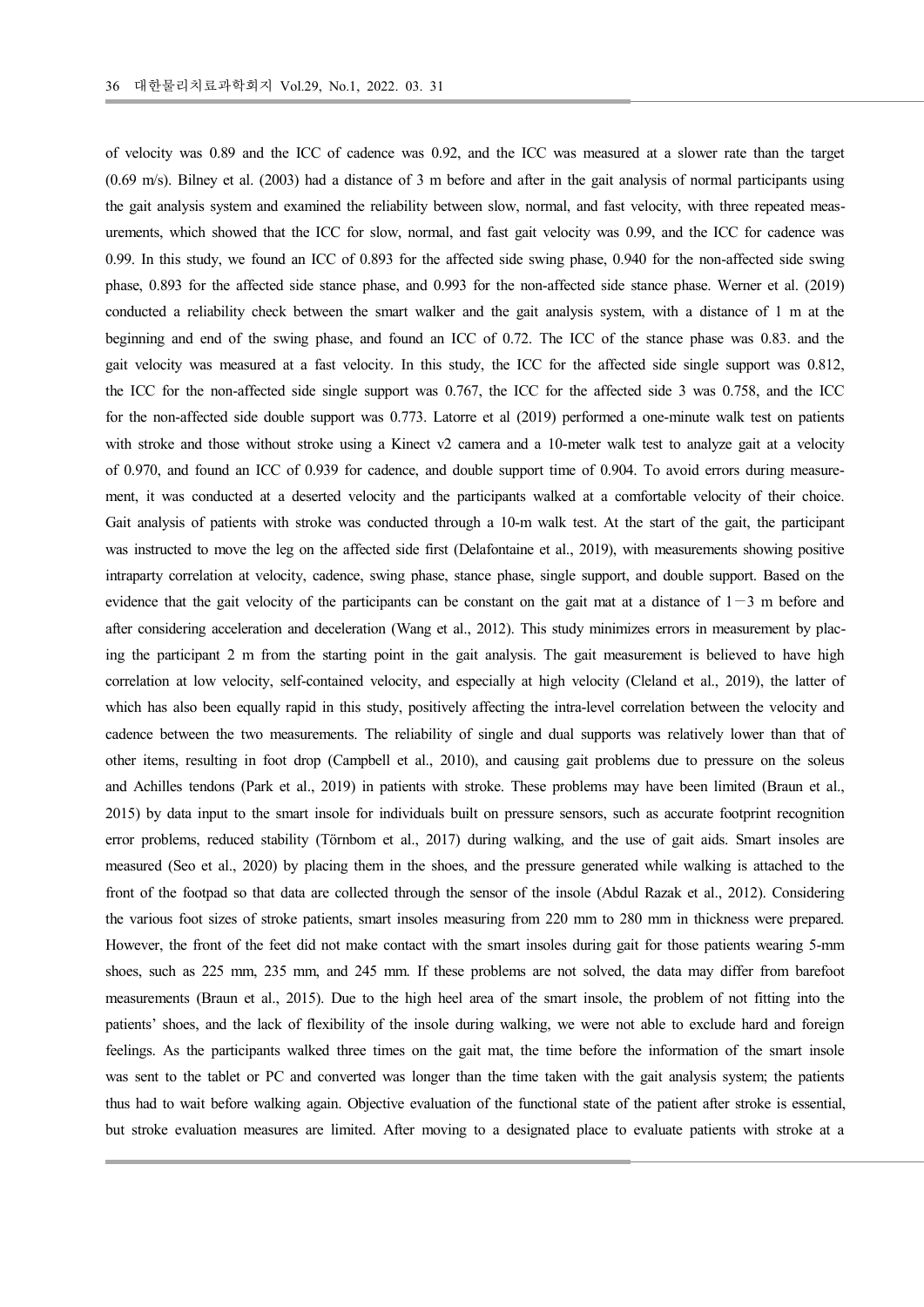of velocity was 0.89 and the ICC of cadence was 0.92, and the ICC was measured at a slower rate than the target (0.69 m/s). Bilney et al. (2003) had a distance of 3 m before and after in the gait analysis of normal participants using the gait analysis system and examined the reliability between slow, normal, and fast velocity, with three repeated measurements, which showed that the ICC for slow, normal, and fast gait velocity was 0.99, and the ICC for cadence was 0.99. In this study, we found an ICC of 0.893 for the affected side swing phase, 0.940 for the non-affected side swing phase, 0.893 for the affected side stance phase, and 0.993 for the non-affected side stance phase. Werner et al. (2019) conducted a reliability check between the smart walker and the gait analysis system, with a distance of 1 m at the beginning and end of the swing phase, and found an ICC of 0.72. The ICC of the stance phase was 0.83. and the gait velocity was measured at a fast velocity. In this study, the ICC for the affected side single support was 0.812, the ICC for the non-affected side single support was 0.767, the ICC for the affected side 3 was 0.758, and the ICC for the non-affected side double support was 0.773. Latorre et al (2019) performed a one-minute walk test on patients with stroke and those without stroke using a Kinect v2 camera and a 10-meter walk test to analyze gait at a velocity of 0.970, and found an ICC of 0.939 for cadence, and double support time of 0.904. To avoid errors during measurement, it was conducted at a deserted velocity and the participants walked at a comfortable velocity of their choice. Gait analysis of patients with stroke was conducted through a 10-m walk test. At the start of the gait, the participant was instructed to move the leg on the affected side first (Delafontaine et al., 2019), with measurements showing positive intraparty correlation at velocity, cadence, swing phase, stance phase, single support, and double support. Based on the evidence that the gait velocity of the participants can be constant on the gait mat at a distance of 1－3 m before and after considering acceleration and deceleration (Wang et al., 2012). This study minimizes errors in measurement by placing the participant 2 m from the starting point in the gait analysis. The gait measurement is believed to have high correlation at low velocity, self-contained velocity, and especially at high velocity (Cleland et al., 2019), the latter of which has also been equally rapid in this study, positively affecting the intra-level correlation between the velocity and cadence between the two measurements. The reliability of single and dual supports was relatively lower than that of other items, resulting in foot drop (Campbell et al., 2010), and causing gait problems due to pressure on the soleus and Achilles tendons (Park et al., 2019) in patients with stroke. These problems may have been limited (Braun et al., 2015) by data input to the smart insole for individuals built on pressure sensors, such as accurate footprint recognition error problems, reduced stability (Törnbom et al., 2017) during walking, and the use of gait aids. Smart insoles are measured (Seo et al., 2020) by placing them in the shoes, and the pressure generated while walking is attached to the front of the footpad so that data are collected through the sensor of the insole (Abdul Razak et al., 2012). Considering the various foot sizes of stroke patients, smart insoles measuring from 220 mm to 280 mm in thickness were prepared. However, the front of the feet did not make contact with the smart insoles during gait for those patients wearing 5-mm shoes, such as 225 mm, 235 mm, and 245 mm. If these problems are not solved, the data may differ from barefoot measurements (Braun et al., 2015). Due to the high heel area of the smart insole, the problem of not fitting into the patients' shoes, and the lack of flexibility of the insole during walking, we were not able to exclude hard and foreign feelings. As the participants walked three times on the gait mat, the time before the information of the smart insole was sent to the tablet or PC and converted was longer than the time taken with the gait analysis system; the patients thus had to wait before walking again. Objective evaluation of the functional state of the patient after stroke is essential, but stroke evaluation measures are limited. After moving to a designated place to evaluate patients with stroke at a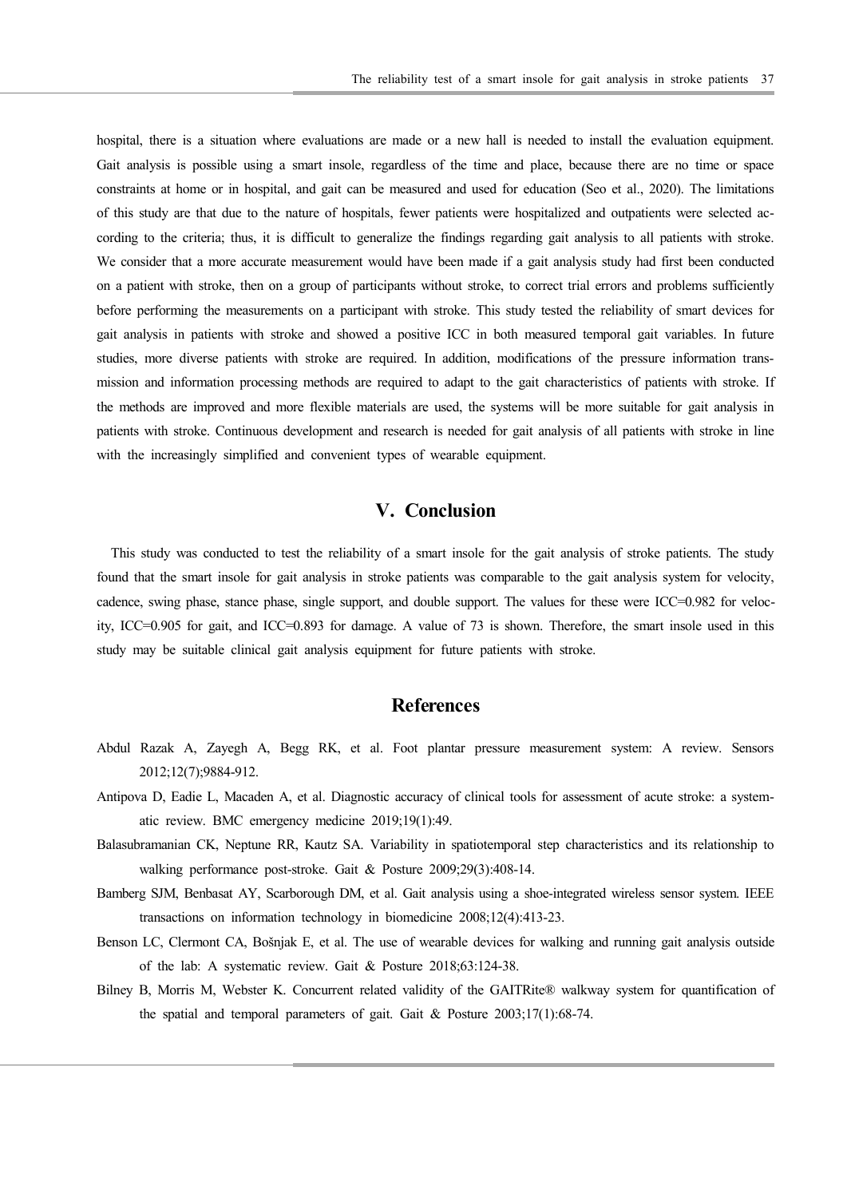hospital, there is a situation where evaluations are made or a new hall is needed to install the evaluation equipment. Gait analysis is possible using a smart insole, regardless of the time and place, because there are no time or space constraints at home or in hospital, and gait can be measured and used for education (Seo et al., 2020). The limitations of this study are that due to the nature of hospitals, fewer patients were hospitalized and outpatients were selected according to the criteria; thus, it is difficult to generalize the findings regarding gait analysis to all patients with stroke. We consider that a more accurate measurement would have been made if a gait analysis study had first been conducted on a patient with stroke, then on a group of participants without stroke, to correct trial errors and problems sufficiently before performing the measurements on a participant with stroke. This study tested the reliability of smart devices for gait analysis in patients with stroke and showed a positive ICC in both measured temporal gait variables. In future studies, more diverse patients with stroke are required. In addition, modifications of the pressure information transmission and information processing methods are required to adapt to the gait characteristics of patients with stroke. If the methods are improved and more flexible materials are used, the systems will be more suitable for gait analysis in patients with stroke. Continuous development and research is needed for gait analysis of all patients with stroke in line with the increasingly simplified and convenient types of wearable equipment.

## V. Conclusion

This study was conducted to test the reliability of a smart insole for the gait analysis of stroke patients. The study found that the smart insole for gait analysis in stroke patients was comparable to the gait analysis system for velocity, cadence, swing phase, stance phase, single support, and double support. The values for these were ICC=0.982 for velocity, ICC=0.905 for gait, and ICC=0.893 for damage. A value of 73 is shown. Therefore, the smart insole used in this study may be suitable clinical gait analysis equipment for future patients with stroke.

## References

Abdul Razak A, Zayegh A, Begg RK, et al. Foot plantar pressure measurement system: A review. Sensors 2012;12(7);9884-912.

Antipova D, Eadie L, Macaden A, et al. Diagnostic accuracy of clinical tools for assessment of acute stroke: a systematic review. BMC emergency medicine 2019;19(1):49.

Balasubramanian CK, Neptune RR, Kautz SA. Variability in spatiotemporal step characteristics and its relationship to walking performance post-stroke. Gait & Posture 2009;29(3):408-14.

Bamberg SJM, Benbasat AY, Scarborough DM, et al. Gait analysis using a shoe-integrated wireless sensor system. IEEE transactions on information technology in biomedicine 2008;12(4):413-23.

Benson LC, Clermont CA, Bošnjak E, et al. The use of wearable devices for walking and running gait analysis outside of the lab: A systematic review. Gait & Posture 2018;63:124-38.

Bilney B, Morris M, Webster K. Concurrent related validity of the GAITRite® walkway system for quantification of the spatial and temporal parameters of gait. Gait & Posture 2003;17(1):68-74.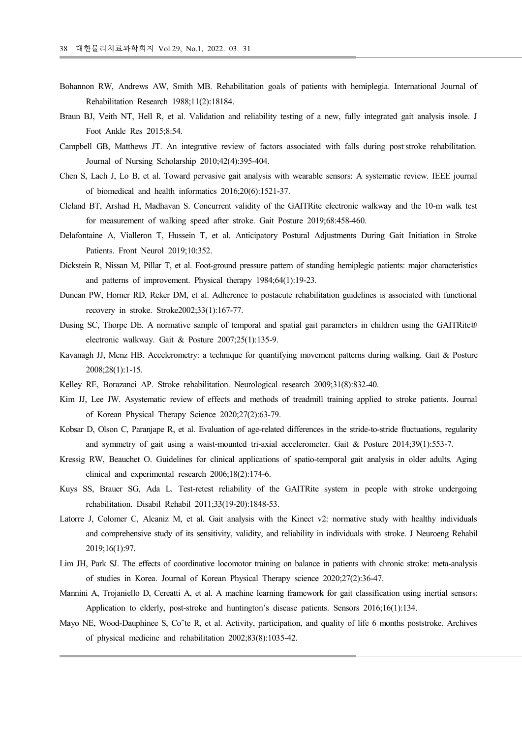Bohannon RW, Andrews AW, Smith MB. Rehabilitation goals of patients with hemiplegia. International Journal of Rehabilitation Research 1988;11(2):18184.

Braun BJ, Veith NT, Hell R, et al. Validation and reliability testing of a new, fully integrated gait analysis insole. J Foot Ankle Res 2015;8:54.

Campbell GB, Matthews JT. An integrative review of factors associated with falls during post-stroke rehabilitation. Journal of Nursing Scholarship 2010;42(4):395-404.

Chen S, Lach J, Lo B, et al. Toward pervasive gait analysis with wearable sensors: A systematic review. IEEE journal of biomedical and health informatics 2016;20(6):1521-37.

Cleland BT, Arshad H, Madhavan S. Concurrent validity of the GAITRite electronic walkway and the 10-m walk test for measurement of walking speed after stroke. Gait Posture 2019;68:458-460.

Delafontaine A, Vialleron T, Hussein T, et al. Anticipatory Postural Adjustments During Gait Initiation in Stroke Patients. Front Neurol 2019;10:352.

Dickstein R, Nissan M, Pillar T, et al. Foot-ground pressure pattern of standing hemiplegic patients: major characteristics and patterns of improvement. Physical therapy 1984;64(1):19-23.

Duncan PW, Horner RD, Reker DM, et al. Adherence to postacute rehabilitation guidelines is associated with functional recovery in stroke. Stroke2002;33(1):167-77.

Dusing SC, Thorpe DE. A normative sample of temporal and spatial gait parameters in children using the GAITRite® electronic walkway. Gait & Posture 2007;25(1):135-9.

Kavanagh JJ, Menz HB. Accelerometry: a technique for quantifying movement patterns during walking. Gait & Posture 2008;28(1):1-15.

Kelley RE, Borazanci AP. Stroke rehabilitation. Neurological research 2009;31(8):832-40.

Kim JJ, Lee JW. Asystematic review of effects and methods of treadmill training applied to stroke patients. Journal of Korean Physical Therapy Science 2020;27(2):63-79.

Kobsar D, Olson C, Paranjape R, et al. Evaluation of age-related differences in the stride-to-stride fluctuations, regularity and symmetry of gait using a waist-mounted tri-axial accelerometer. Gait & Posture 2014;39(1):553-7.

Kressig RW, Beauchet O. Guidelines for clinical applications of spatio-temporal gait analysis in older adults. Aging clinical and experimental research 2006;18(2):174-6.

Kuys SS, Brauer SG, Ada L. Test-retest reliability of the GAITRite system in people with stroke undergoing rehabilitation. Disabil Rehabil 2011;33(19-20):1848-53.

Latorre J, Colomer C, Alcaniz M, et al. Gait analysis with the Kinect v2: normative study with healthy individuals and comprehensive study of its sensitivity, validity, and reliability in individuals with stroke. J Neuroeng Rehabil 2019;16(1):97.

Lim JH, Park SJ. The effects of coordinative locomotor training on balance in patients with chronic stroke: meta-analysis of studies in Korea. Journal of Korean Physical Therapy science 2020;27(2):36-47.

Mannini A, Trojaniello D, Cereatti A, et al. A machine learning framework for gait classification using inertial sensors: Application to elderly, post-stroke and huntington's disease patients. Sensors 2016;16(1):134.

Mayo NE, Wood-Dauphinee S, Coˆte R, et al. Activity, participation, and quality of life 6 months poststroke. Archives of physical medicine and rehabilitation 2002;83(8):1035-42.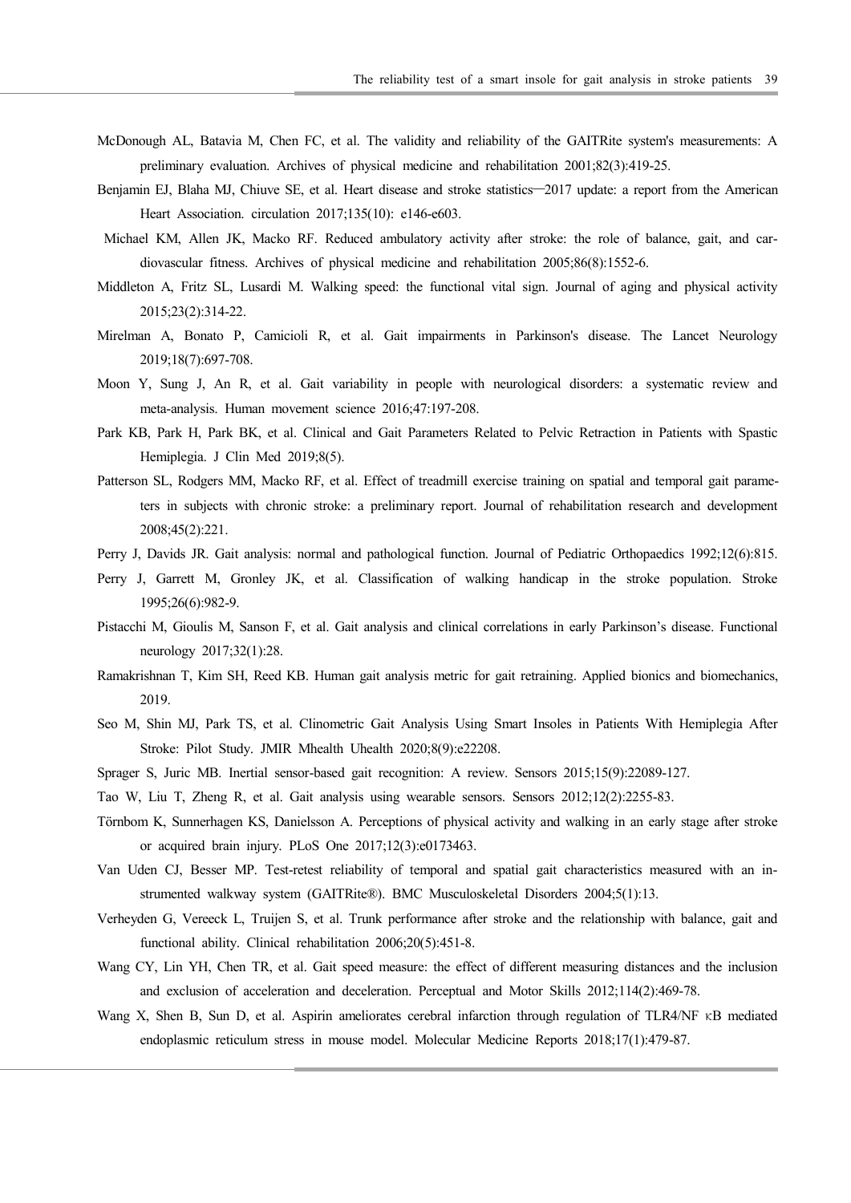McDonough AL, Batavia M, Chen FC, et al. The validity and reliability of the GAITRite system's measurements: A preliminary evaluation. Archives of physical medicine and rehabilitation 2001;82(3):419-25.

Benjamin EJ, Blaha MJ, Chiuve SE, et al. Heart disease and stroke statistics—2017 update: a report from the American Heart Association. circulation 2017;135(10): e146-e603.

Michael KM, Allen JK, Macko RF. Reduced ambulatory activity after stroke: the role of balance, gait, and cardiovascular fitness. Archives of physical medicine and rehabilitation 2005;86(8):1552-6.

Middleton A, Fritz SL, Lusardi M. Walking speed: the functional vital sign. Journal of aging and physical activity 2015;23(2):314-22.

Mirelman A, Bonato P, Camicioli R, et al. Gait impairments in Parkinson's disease. The Lancet Neurology 2019;18(7):697-708.

Moon Y, Sung J, An R, et al. Gait variability in people with neurological disorders: a systematic review and meta-analysis. Human movement science 2016;47:197-208.

Park KB, Park H, Park BK, et al. Clinical and Gait Parameters Related to Pelvic Retraction in Patients with Spastic Hemiplegia. J Clin Med 2019;8(5).

Patterson SL, Rodgers MM, Macko RF, et al. Effect of treadmill exercise training on spatial and temporal gait parameters in subjects with chronic stroke: a preliminary report. Journal of rehabilitation research and development 2008;45(2):221.

Perry J, Davids JR. Gait analysis: normal and pathological function. Journal of Pediatric Orthopaedics 1992;12(6):815.

Perry J, Garrett M, Gronley JK, et al. Classification of walking handicap in the stroke population. Stroke 1995;26(6):982-9.

Pistacchi M, Gioulis M, Sanson F, et al. Gait analysis and clinical correlations in early Parkinson's disease. Functional neurology 2017;32(1):28.

Ramakrishnan T, Kim SH, Reed KB. Human gait analysis metric for gait retraining. Applied bionics and biomechanics, 2019.

Seo M, Shin MJ, Park TS, et al. Clinometric Gait Analysis Using Smart Insoles in Patients With Hemiplegia After Stroke: Pilot Study. JMIR Mhealth Uhealth 2020;8(9):e22208.

Sprager S, Juric MB. Inertial sensor-based gait recognition: A review. Sensors 2015;15(9):22089-127.

Tao W, Liu T, Zheng R, et al. Gait analysis using wearable sensors. Sensors 2012;12(2):2255-83.

Törnbom K, Sunnerhagen KS, Danielsson A. Perceptions of physical activity and walking in an early stage after stroke or acquired brain injury. PLoS One 2017;12(3):e0173463.

Van Uden CJ, Besser MP. Test-retest reliability of temporal and spatial gait characteristics measured with an instrumented walkway system (GAITRite®). BMC Musculoskeletal Disorders 2004;5(1):13.

Verheyden G, Vereeck L, Truijen S, et al. Trunk performance after stroke and the relationship with balance, gait and functional ability. Clinical rehabilitation 2006;20(5):451-8.

Wang CY, Lin YH, Chen TR, et al. Gait speed measure: the effect of different measuring distances and the inclusion and exclusion of acceleration and deceleration. Perceptual and Motor Skills 2012;114(2):469-78.

Wang X, Shen B, Sun D, et al. Aspirin ameliorates cerebral infarction through regulation of TLR4/NF κB mediated endoplasmic reticulum stress in mouse model. Molecular Medicine Reports 2018;17(1):479-87.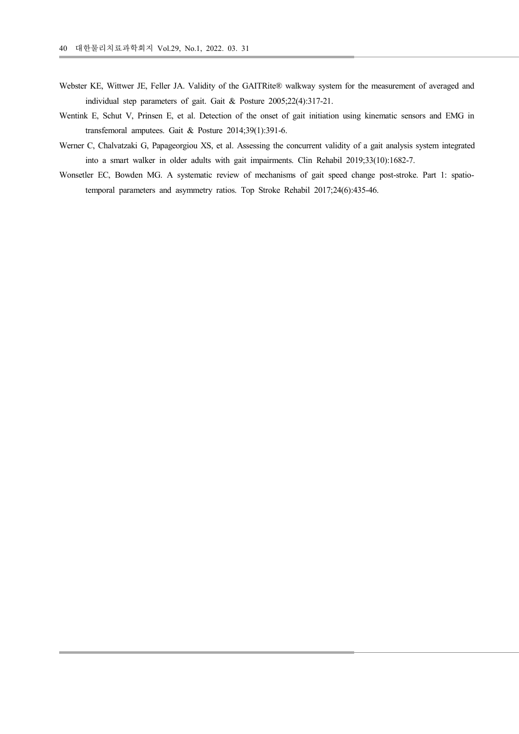Webster KE, Wittwer JE, Feller JA. Validity of the GAITRite® walkway system for the measurement of averaged and individual step parameters of gait. Gait & Posture 2005;22(4):317-21.

Wentink E, Schut V, Prinsen E, et al. Detection of the onset of gait initiation using kinematic sensors and EMG in transfemoral amputees. Gait & Posture 2014;39(1):391-6.

Werner C, Chalvatzaki G, Papageorgiou XS, et al. Assessing the concurrent validity of a gait analysis system integrated into a smart walker in older adults with gait impairments. Clin Rehabil 2019;33(10):1682-7.

Wonsetler EC, Bowden MG. A systematic review of mechanisms of gait speed change post-stroke. Part 1: spatio-temporal parameters and asymmetry ratios. Top Stroke Rehabil 2017;24(6):435-46.